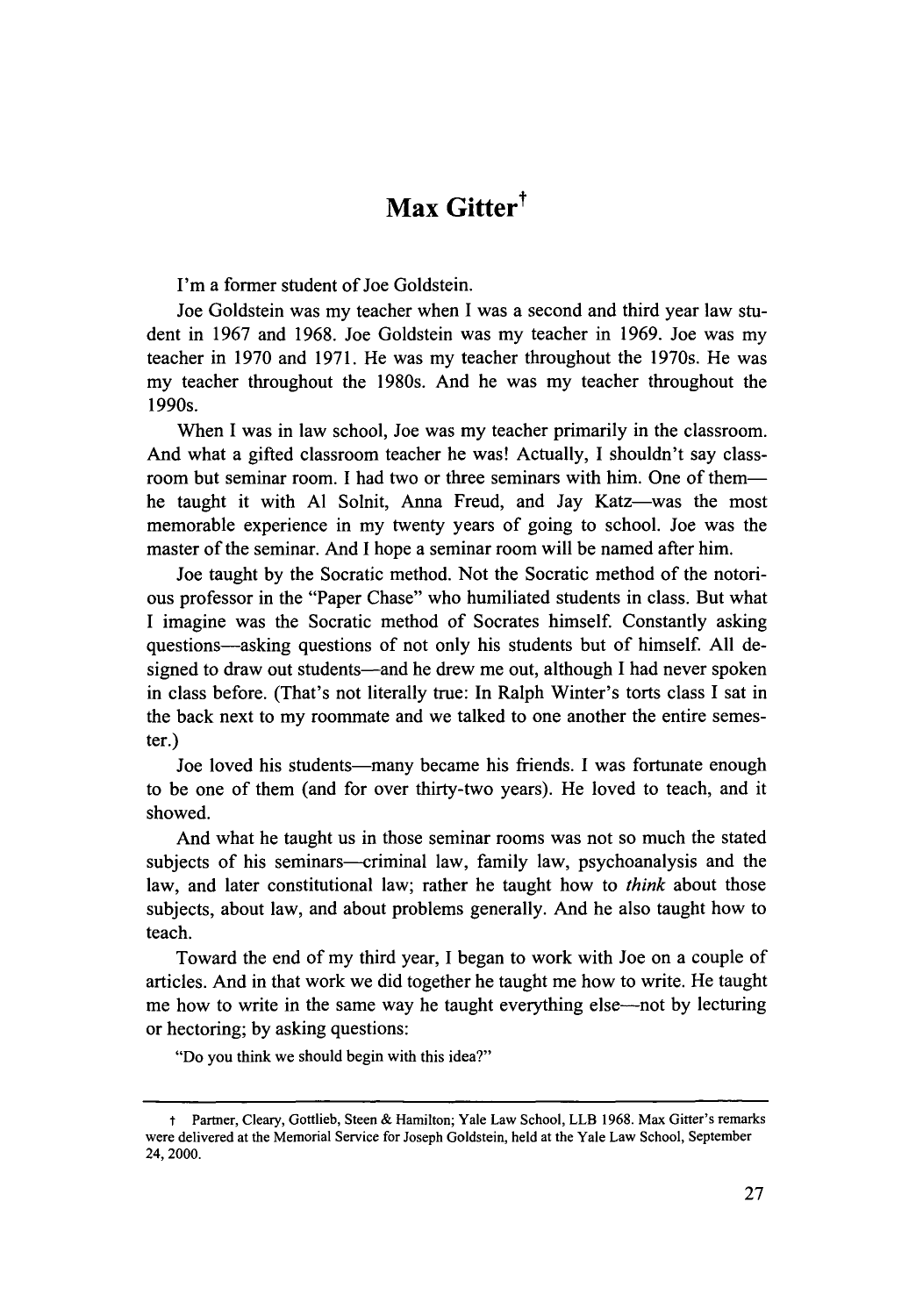# Max Gitter[†]

I'm a former student of Joe Goldstein.

Joe Goldstein was my teacher when I was a second and third year law student in 1967 and 1968. Joe Goldstein was my teacher in 1969. Joe was my teacher in 1970 and 1971. He was my teacher throughout the 1970s. He was my teacher throughout the 1980s. And he was my teacher throughout the 1990s.

When I was in law school, Joe was my teacher primarily in the classroom. And what a gifted classroom teacher he was! Actually, I shouldn't say classroom but seminar room. I had two or three seminars with him. One of them—he taught it with Al Solnit, Anna Freud, and Jay Katz—was the most memorable experience in my twenty years of going to school. Joe was the master of the seminar. And I hope a seminar room will be named after him.

Joe taught by the Socratic method. Not the Socratic method of the notorious professor in the "Paper Chase" who humiliated students in class. But what I imagine was the Socratic method of Socrates himself. Constantly asking questions—asking questions of not only his students but of himself. All designed to draw out students—and he drew me out, although I had never spoken in class before. (That's not literally true: In Ralph Winter's torts class I sat in the back next to my roommate and we talked to one another the entire semester.)

Joe loved his students—many became his friends. I was fortunate enough to be one of them (and for over thirty-two years). He loved to teach, and it showed.

And what he taught us in those seminar rooms was not so much the stated subjects of his seminars—criminal law, family law, psychoanalysis and the law, and later constitutional law; rather he taught how to *think* about those subjects, about law, and about problems generally. And he also taught how to teach.

Toward the end of my third year, I began to work with Joe on a couple of articles. And in that work we did together he taught me how to write. He taught me how to write in the same way he taught everything else—not by lecturing or hectoring; by asking questions:

"Do you think we should begin with this idea?"

---

† Partner, Cleary, Gottlieb, Steen & Hamilton; Yale Law School, LLB 1968. Max Gitter's remarks were delivered at the Memorial Service for Joseph Goldstein, held at the Yale Law School, September 24, 2000.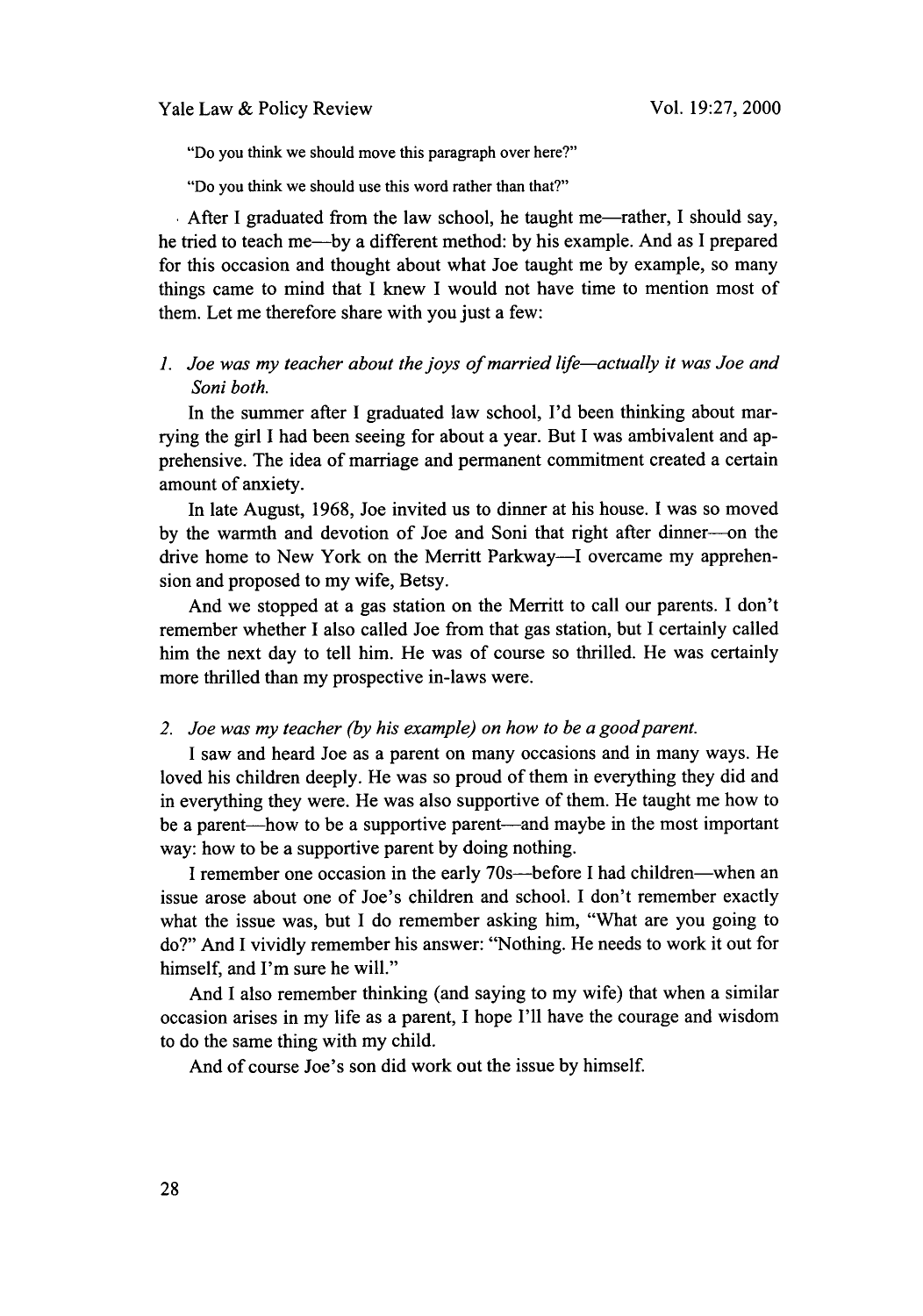"Do you think we should move this paragraph over here?"

"Do you think we should use this word rather than that?"

After I graduated from the law school, he taught me—rather, I should say, he tried to teach me—by a different method: by his example. And as I prepared for this occasion and thought about what Joe taught me by example, so many things came to mind that I knew I would not have time to mention most of them. Let me therefore share with you just a few:

1. *Joe was my teacher about the joys of married life—actually it was Joe and Soni both.*

In the summer after I graduated law school, I'd been thinking about marrying the girl I had been seeing for about a year. But I was ambivalent and apprehensive. The idea of marriage and permanent commitment created a certain amount of anxiety.

In late August, 1968, Joe invited us to dinner at his house. I was so moved by the warmth and devotion of Joe and Soni that right after dinner—on the drive home to New York on the Merritt Parkway—I overcame my apprehension and proposed to my wife, Betsy.

And we stopped at a gas station on the Merritt to call our parents. I don't remember whether I also called Joe from that gas station, but I certainly called him the next day to tell him. He was of course so thrilled. He was certainly more thrilled than my prospective in-laws were.

2. *Joe was my teacher (by his example) on how to be a good parent.*

I saw and heard Joe as a parent on many occasions and in many ways. He loved his children deeply. He was so proud of them in everything they did and in everything they were. He was also supportive of them. He taught me how to be a parent—how to be a supportive parent—and maybe in the most important way: how to be a supportive parent by doing nothing.

I remember one occasion in the early 70s—before I had children—when an issue arose about one of Joe's children and school. I don't remember exactly what the issue was, but I do remember asking him, "What are you going to do?" And I vividly remember his answer: "Nothing. He needs to work it out for himself, and I'm sure he will."

And I also remember thinking (and saying to my wife) that when a similar occasion arises in my life as a parent, I hope I'll have the courage and wisdom to do the same thing with my child.

And of course Joe's son did work out the issue by himself.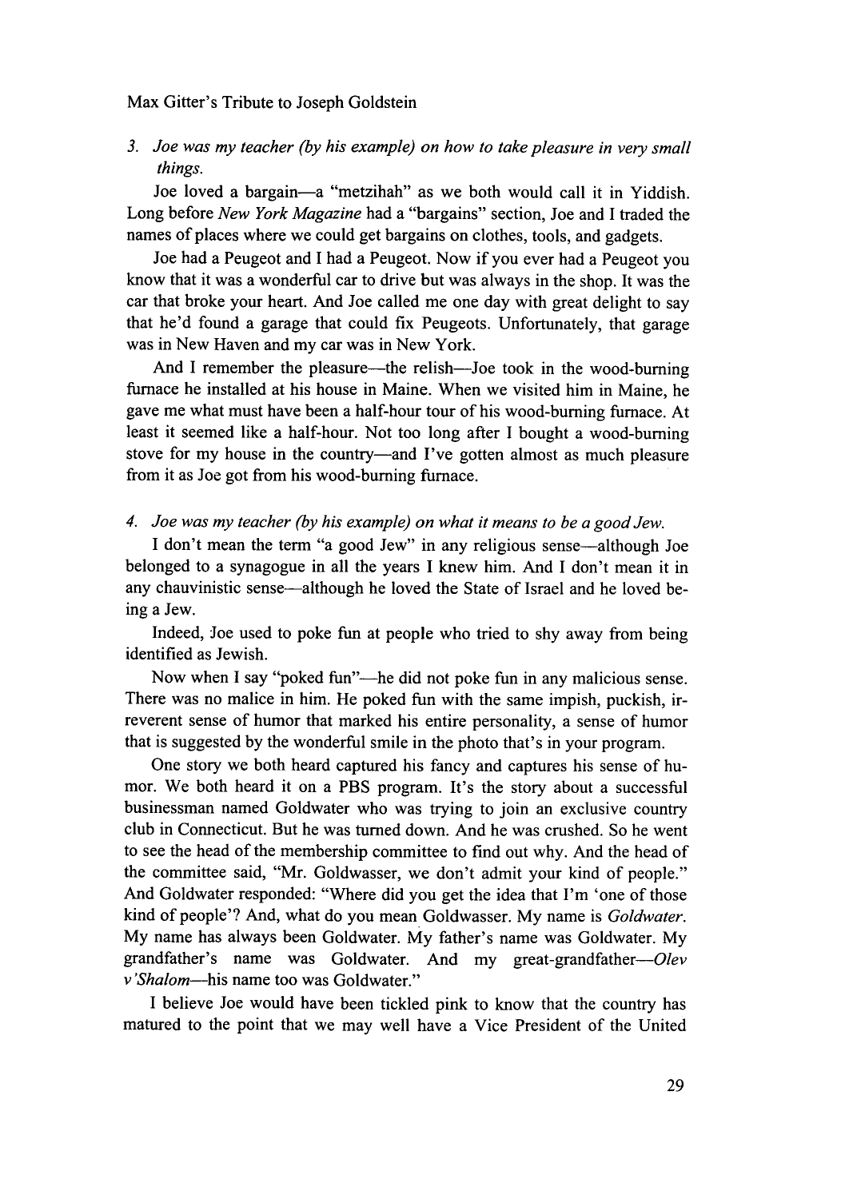*3. Joe was my teacher (by his example) on how to take pleasure in very small things.*

Joe loved a bargain—a "metzihah" as we both would call it in Yiddish. Long before *New York Magazine* had a "bargains" section, Joe and I traded the names of places where we could get bargains on clothes, tools, and gadgets.

Joe had a Peugeot and I had a Peugeot. Now if you ever had a Peugeot you know that it was a wonderful car to drive but was always in the shop. It was the car that broke your heart. And Joe called me one day with great delight to say that he'd found a garage that could fix Peugeots. Unfortunately, that garage was in New Haven and my car was in New York.

And I remember the pleasure—the relish—Joe took in the wood-burning furnace he installed at his house in Maine. When we visited him in Maine, he gave me what must have been a half-hour tour of his wood-burning furnace. At least it seemed like a half-hour. Not too long after I bought a wood-burning stove for my house in the country—and I've gotten almost as much pleasure from it as Joe got from his wood-burning furnace.

*4. Joe was my teacher (by his example) on what it means to be a good Jew.*

I don't mean the term "a good Jew" in any religious sense—although Joe belonged to a synagogue in all the years I knew him. And I don't mean it in any chauvinistic sense—although he loved the State of Israel and he loved being a Jew.

Indeed, Joe used to poke fun at people who tried to shy away from being identified as Jewish.

Now when I say "poked fun"—he did not poke fun in any malicious sense. There was no malice in him. He poked fun with the same impish, puckish, irreverent sense of humor that marked his entire personality, a sense of humor that is suggested by the wonderful smile in the photo that's in your program.

One story we both heard captured his fancy and captures his sense of humor. We both heard it on a PBS program. It's the story about a successful businessman named Goldwater who was trying to join an exclusive country club in Connecticut. But he was turned down. And he was crushed. So he went to see the head of the membership committee to find out why. And the head of the committee said, "Mr. Goldwasser, we don't admit your kind of people." And Goldwater responded: "Where did you get the idea that I'm 'one of those kind of people'? And, what do you mean Goldwasser. My name is *Goldwater*. My name has always been Goldwater. My father's name was Goldwater. My grandfather's name was Goldwater. And my great-grandfather—*Olev v'Shalom*—his name too was Goldwater."

I believe Joe would have been tickled pink to know that the country has matured to the point that we may well have a Vice President of the United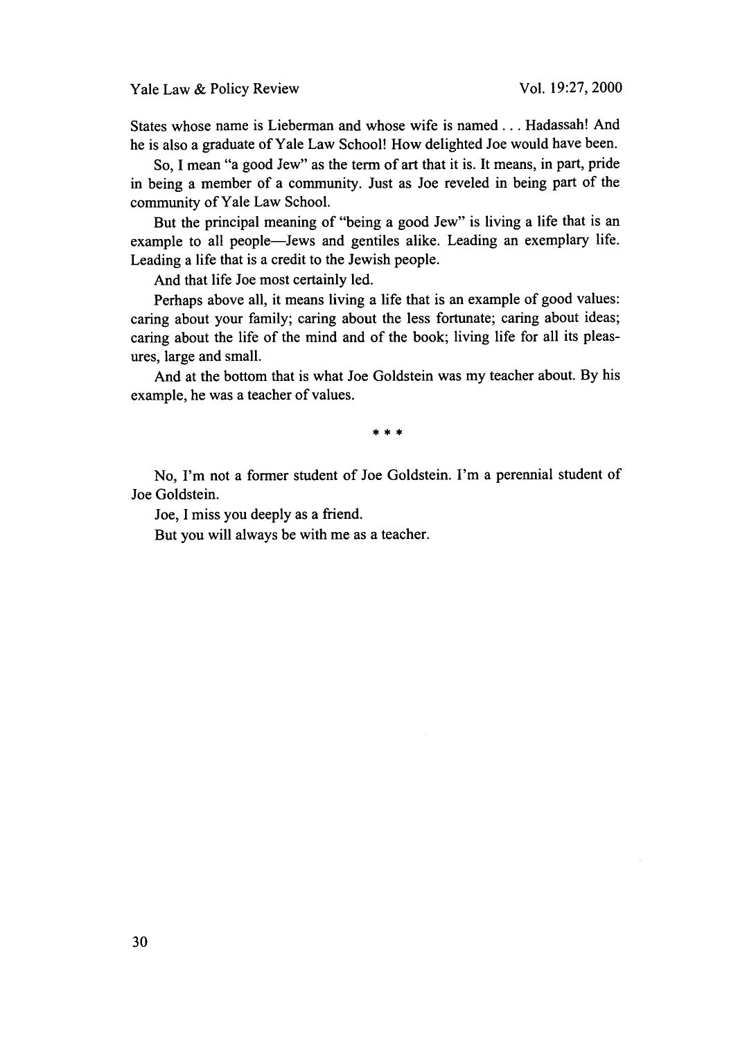States whose name is Lieberman and whose wife is named . . . Hadassah! And he is also a graduate of Yale Law School! How delighted Joe would have been.

So, I mean "a good Jew" as the term of art that it is. It means, in part, pride in being a member of a community. Just as Joe reveled in being part of the community of Yale Law School.

But the principal meaning of "being a good Jew" is living a life that is an example to all people—Jews and gentiles alike. Leading an exemplary life. Leading a life that is a credit to the Jewish people.

And that life Joe most certainly led.

Perhaps above all, it means living a life that is an example of good values: caring about your family; caring about the less fortunate; caring about ideas; caring about the life of the mind and of the book; living life for all its pleasures, large and small.

And at the bottom that is what Joe Goldstein was my teacher about. By his example, he was a teacher of values.

\* \* \*

No, I'm not a former student of Joe Goldstein. I'm a perennial student of Joe Goldstein.

Joe, I miss you deeply as a friend.

But you will always be with me as a teacher.